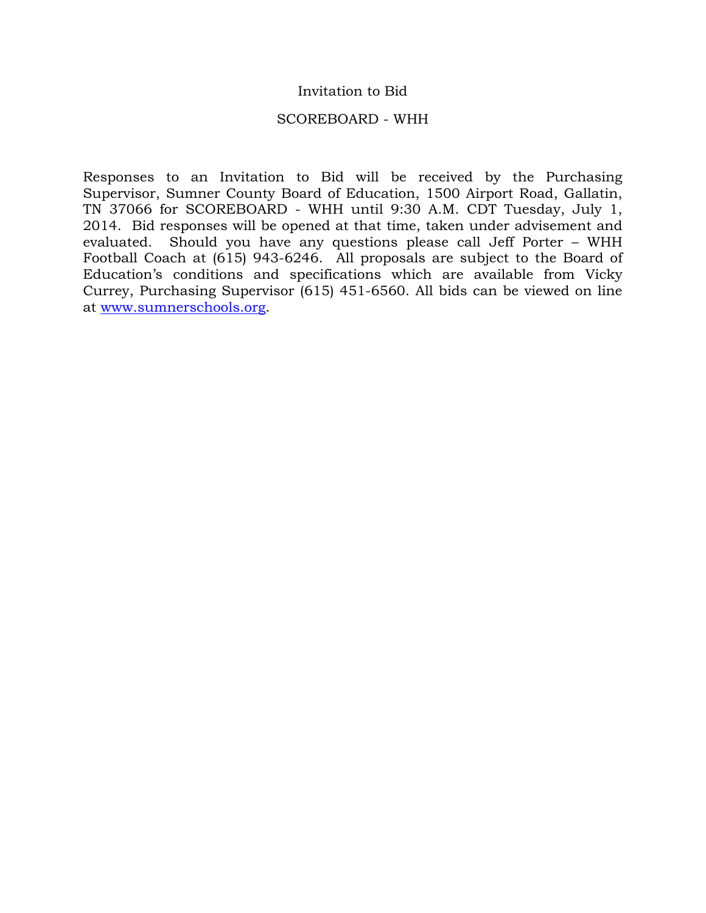# Invitation to Bid

## SCOREBOARD - WHH

Responses to an Invitation to Bid will be received by the Purchasing Supervisor, Sumner County Board of Education, 1500 Airport Road, Gallatin, TN 37066 for SCOREBOARD - WHH until 9:30 A.M. CDT Tuesday, July 1, 2014. Bid responses will be opened at that time, taken under advisement and evaluated. Should you have any questions please call Jeff Porter – WHH Football Coach at (615) 943-6246. All proposals are subject to the Board of Education's conditions and specifications which are available from Vicky Currey, Purchasing Supervisor (615) 451-6560. All bids can be viewed on line at [www.sumnerschools.org](http://www.sumnerschools.org).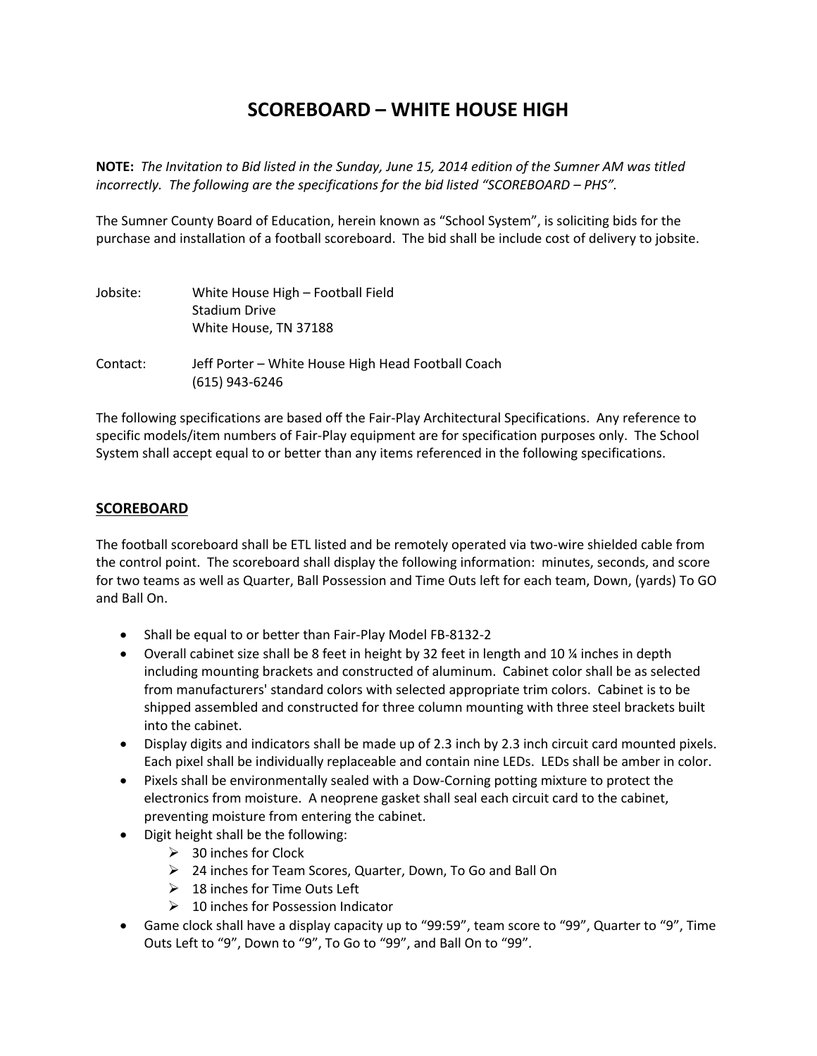# SCOREBOARD – WHITE HOUSE HIGH

**NOTE:** *The Invitation to Bid listed in the Sunday, June 15, 2014 edition of the Sumner AM was titled incorrectly. The following are the specifications for the bid listed "SCOREBOARD – PHS".*

The Sumner County Board of Education, herein known as "School System", is soliciting bids for the purchase and installation of a football scoreboard. The bid shall be include cost of delivery to jobsite.

Jobsite: White House High – Football Field
Stadium Drive
White House, TN 37188

Contact: Jeff Porter – White House High Head Football Coach
(615) 943-6246

The following specifications are based off the Fair-Play Architectural Specifications. Any reference to specific models/item numbers of Fair-Play equipment are for specification purposes only. The School System shall accept equal to or better than any items referenced in the following specifications.

## SCOREBOARD

The football scoreboard shall be ETL listed and be remotely operated via two-wire shielded cable from the control point. The scoreboard shall display the following information: minutes, seconds, and score for two teams as well as Quarter, Ball Possession and Time Outs left for each team, Down, (yards) To GO and Ball On.

- Shall be equal to or better than Fair-Play Model FB-8132-2
- Overall cabinet size shall be 8 feet in height by 32 feet in length and 10 ¼ inches in depth including mounting brackets and constructed of aluminum. Cabinet color shall be as selected from manufacturers' standard colors with selected appropriate trim colors. Cabinet is to be shipped assembled and constructed for three column mounting with three steel brackets built into the cabinet.
- Display digits and indicators shall be made up of 2.3 inch by 2.3 inch circuit card mounted pixels. Each pixel shall be individually replaceable and contain nine LEDs. LEDs shall be amber in color.
- Pixels shall be environmentally sealed with a Dow-Corning potting mixture to protect the electronics from moisture. A neoprene gasket shall seal each circuit card to the cabinet, preventing moisture from entering the cabinet.
- Digit height shall be the following:
  - 30 inches for Clock
  - 24 inches for Team Scores, Quarter, Down, To Go and Ball On
  - 18 inches for Time Outs Left
  - 10 inches for Possession Indicator
- Game clock shall have a display capacity up to "99:59", team score to "99", Quarter to "9", Time Outs Left to "9", Down to "9", To Go to "99", and Ball On to "99".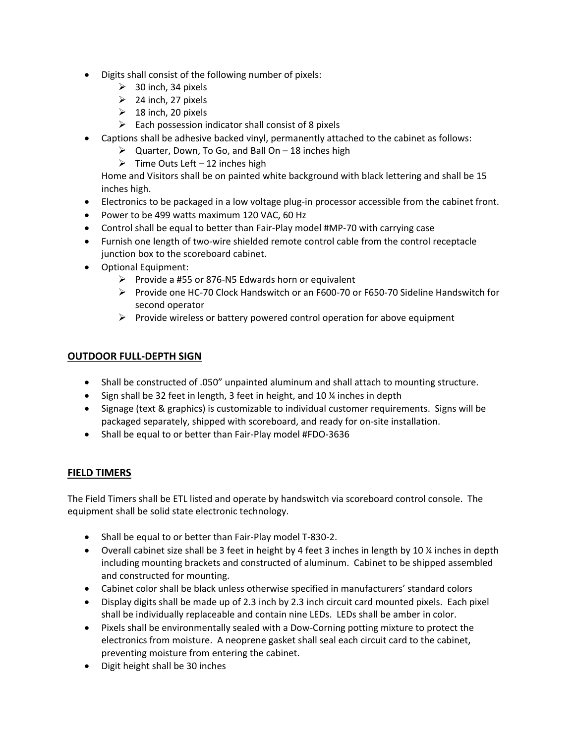- Digits shall consist of the following number of pixels:
  - 30 inch, 34 pixels
  - 24 inch, 27 pixels
  - 18 inch, 20 pixels
  - Each possession indicator shall consist of 8 pixels
- Captions shall be adhesive backed vinyl, permanently attached to the cabinet as follows:
  - Quarter, Down, To Go, and Ball On – 18 inches high
  - Time Outs Left – 12 inches high

  Home and Visitors shall be on painted white background with black lettering and shall be 15 inches high.
- Electronics to be packaged in a low voltage plug-in processor accessible from the cabinet front.
- Power to be 499 watts maximum 120 VAC, 60 Hz
- Control shall be equal to better than Fair-Play model #MP-70 with carrying case
- Furnish one length of two-wire shielded remote control cable from the control receptacle junction box to the scoreboard cabinet.
- Optional Equipment:
  - Provide a #55 or 876-N5 Edwards horn or equivalent
  - Provide one HC-70 Clock Handswitch or an F600-70 or F650-70 Sideline Handswitch for second operator
  - Provide wireless or battery powered control operation for above equipment

## OUTDOOR FULL-DEPTH SIGN

- Shall be constructed of .050" unpainted aluminum and shall attach to mounting structure.
- Sign shall be 32 feet in length, 3 feet in height, and 10 ¼ inches in depth
- Signage (text & graphics) is customizable to individual customer requirements. Signs will be packaged separately, shipped with scoreboard, and ready for on-site installation.
- Shall be equal to or better than Fair-Play model #FDO-3636

## FIELD TIMERS

The Field Timers shall be ETL listed and operate by handswitch via scoreboard control console. The equipment shall be solid state electronic technology.

- Shall be equal to or better than Fair-Play model T-830-2.
- Overall cabinet size shall be 3 feet in height by 4 feet 3 inches in length by 10 ¼ inches in depth including mounting brackets and constructed of aluminum. Cabinet to be shipped assembled and constructed for mounting.
- Cabinet color shall be black unless otherwise specified in manufacturers' standard colors
- Display digits shall be made up of 2.3 inch by 2.3 inch circuit card mounted pixels. Each pixel shall be individually replaceable and contain nine LEDs. LEDs shall be amber in color.
- Pixels shall be environmentally sealed with a Dow-Corning potting mixture to protect the electronics from moisture. A neoprene gasket shall seal each circuit card to the cabinet, preventing moisture from entering the cabinet.
- Digit height shall be 30 inches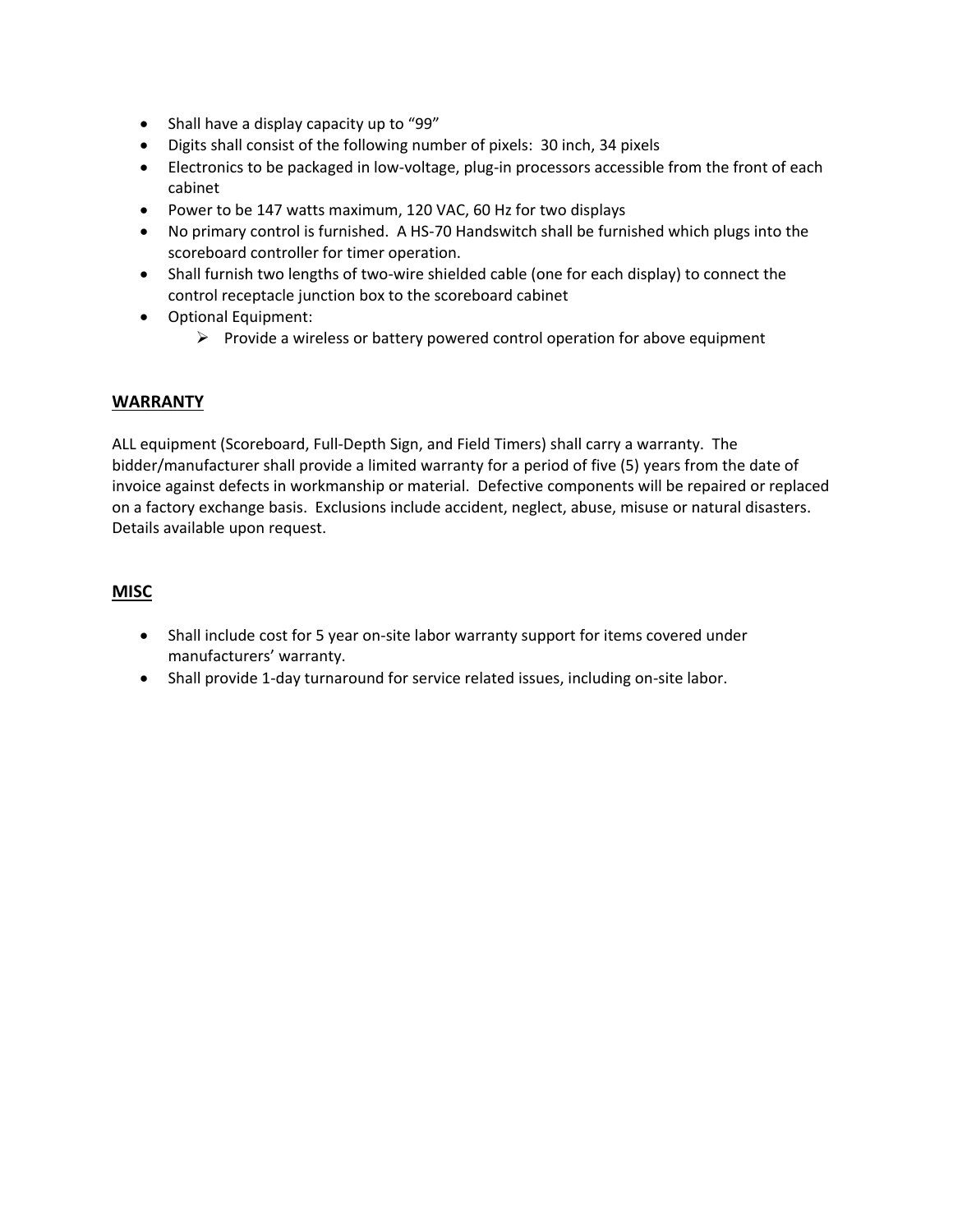- Shall have a display capacity up to "99"
- Digits shall consist of the following number of pixels: 30 inch, 34 pixels
- Electronics to be packaged in low-voltage, plug-in processors accessible from the front of each cabinet
- Power to be 147 watts maximum, 120 VAC, 60 Hz for two displays
- No primary control is furnished. A HS-70 Handswitch shall be furnished which plugs into the scoreboard controller for timer operation.
- Shall furnish two lengths of two-wire shielded cable (one for each display) to connect the control receptacle junction box to the scoreboard cabinet
- Optional Equipment:
  - Provide a wireless or battery powered control operation for above equipment

## WARRANTY

ALL equipment (Scoreboard, Full-Depth Sign, and Field Timers) shall carry a warranty. The bidder/manufacturer shall provide a limited warranty for a period of five (5) years from the date of invoice against defects in workmanship or material. Defective components will be repaired or replaced on a factory exchange basis. Exclusions include accident, neglect, abuse, misuse or natural disasters. Details available upon request.

## MISC

- Shall include cost for 5 year on-site labor warranty support for items covered under manufacturers' warranty.
- Shall provide 1-day turnaround for service related issues, including on-site labor.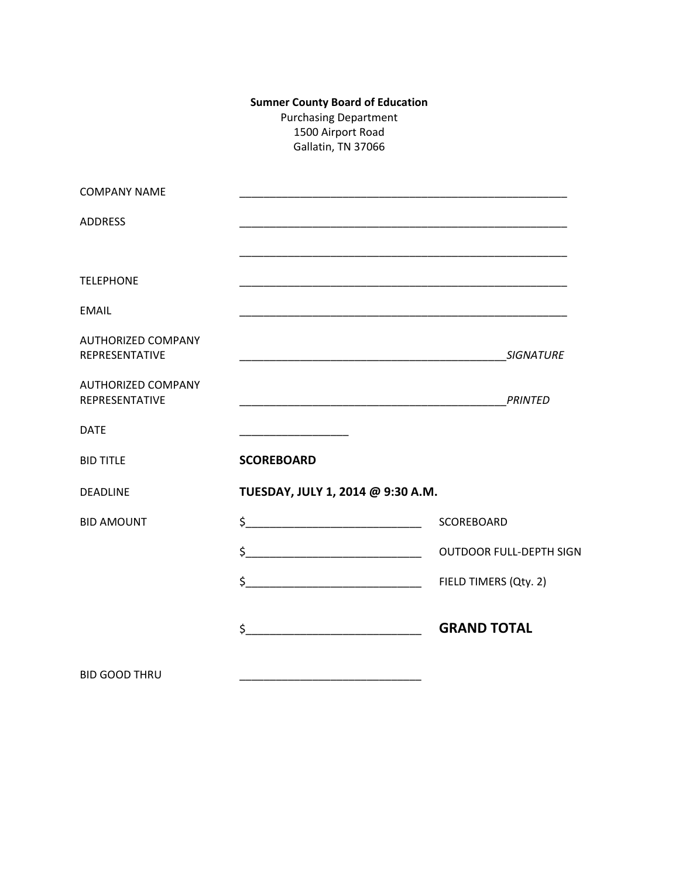**Sumner County Board of Education**
Purchasing Department
1500 Airport Road
Gallatin, TN 37066

| | |
|---|---|
| COMPANY NAME | ________________________________________________________ |
| ADDRESS | ________________________________________________________ |
| | ________________________________________________________ |
| TELEPHONE | ________________________________________________________ |
| EMAIL | ________________________________________________________ |
| AUTHORIZED COMPANY REPRESENTATIVE | ______________________________________________ *SIGNATURE* |
| AUTHORIZED COMPANY REPRESENTATIVE | ______________________________________________ *PRINTED* |
| DATE | __________________ |
| BID TITLE | **SCOREBOARD** |
| DEADLINE | **TUESDAY, JULY 1, 2014 @ 9:30 A.M.** |

| | | |
|---|---|---|
| BID AMOUNT | $_____________________________ | SCOREBOARD |
| | $_____________________________ | OUTDOOR FULL-DEPTH SIGN |
| | $_____________________________ | FIELD TIMERS (Qty. 2) |
| | $_____________________________ | **GRAND TOTAL** |

BID GOOD THRU ______________________________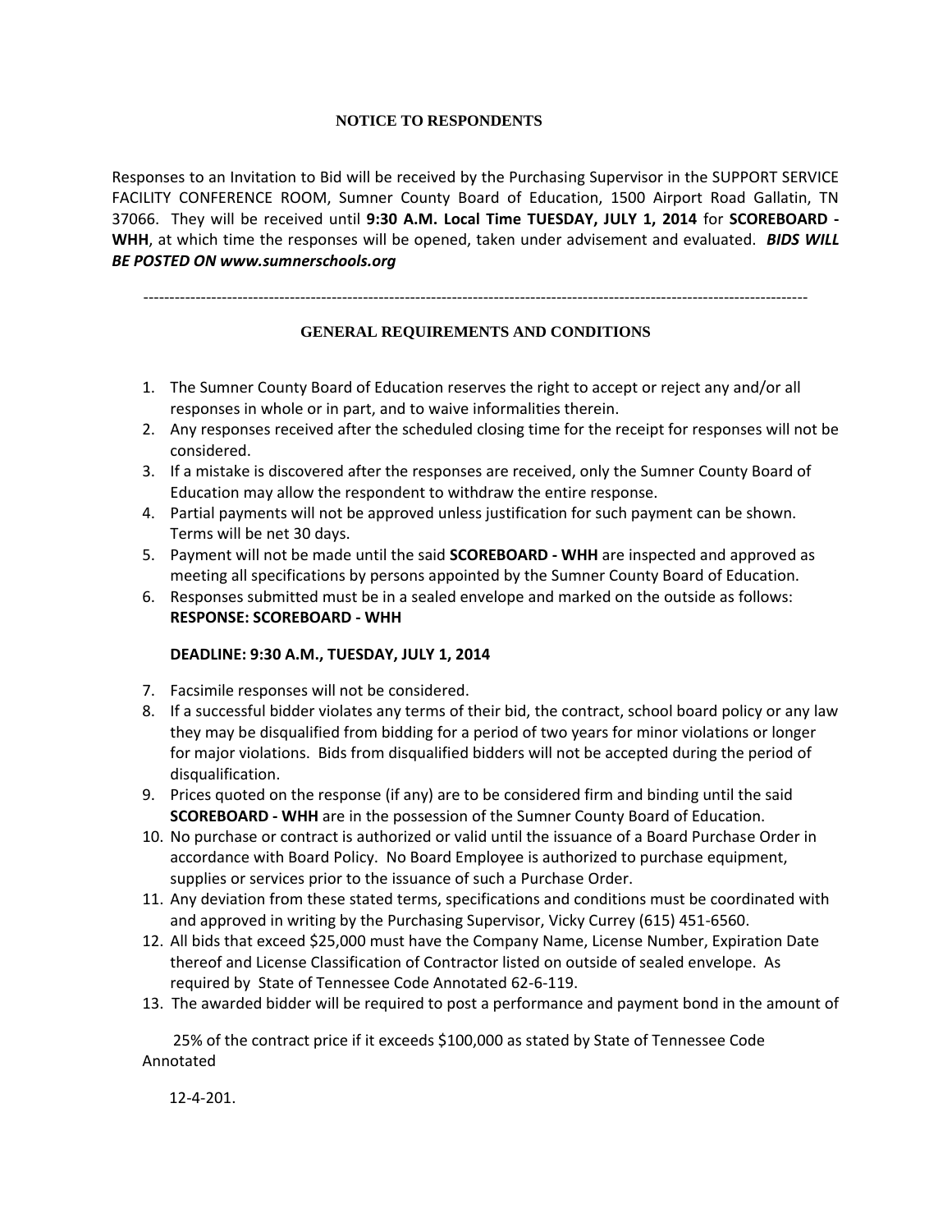## NOTICE TO RESPONDENTS

Responses to an Invitation to Bid will be received by the Purchasing Supervisor in the SUPPORT SERVICE FACILITY CONFERENCE ROOM, Sumner County Board of Education, 1500 Airport Road Gallatin, TN 37066. They will be received until **9:30 A.M. Local Time TUESDAY, JULY 1, 2014** for **SCOREBOARD - WHH**, at which time the responses will be opened, taken under advisement and evaluated. ***BIDS WILL BE POSTED ON www.sumnerschools.org***

---

## GENERAL REQUIREMENTS AND CONDITIONS

1. The Sumner County Board of Education reserves the right to accept or reject any and/or all responses in whole or in part, and to waive informalities therein.
2. Any responses received after the scheduled closing time for the receipt for responses will not be considered.
3. If a mistake is discovered after the responses are received, only the Sumner County Board of Education may allow the respondent to withdraw the entire response.
4. Partial payments will not be approved unless justification for such payment can be shown. Terms will be net 30 days.
5. Payment will not be made until the said **SCOREBOARD - WHH** are inspected and approved as meeting all specifications by persons appointed by the Sumner County Board of Education.
6. Responses submitted must be in a sealed envelope and marked on the outside as follows:
   **RESPONSE: SCOREBOARD - WHH**

   **DEADLINE: 9:30 A.M., TUESDAY, JULY 1, 2014**
7. Facsimile responses will not be considered.
8. If a successful bidder violates any terms of their bid, the contract, school board policy or any law they may be disqualified from bidding for a period of two years for minor violations or longer for major violations. Bids from disqualified bidders will not be accepted during the period of disqualification.
9. Prices quoted on the response (if any) are to be considered firm and binding until the said **SCOREBOARD - WHH** are in the possession of the Sumner County Board of Education.
10. No purchase or contract is authorized or valid until the issuance of a Board Purchase Order in accordance with Board Policy. No Board Employee is authorized to purchase equipment, supplies or services prior to the issuance of such a Purchase Order.
11. Any deviation from these stated terms, specifications and conditions must be coordinated with and approved in writing by the Purchasing Supervisor, Vicky Currey (615) 451-6560.
12. All bids that exceed $25,000 must have the Company Name, License Number, Expiration Date thereof and License Classification of Contractor listed on outside of sealed envelope. As required by State of Tennessee Code Annotated 62-6-119.
13. The awarded bidder will be required to post a performance and payment bond in the amount of

   25% of the contract price if it exceeds $100,000 as stated by State of Tennessee Code Annotated

   12-4-201.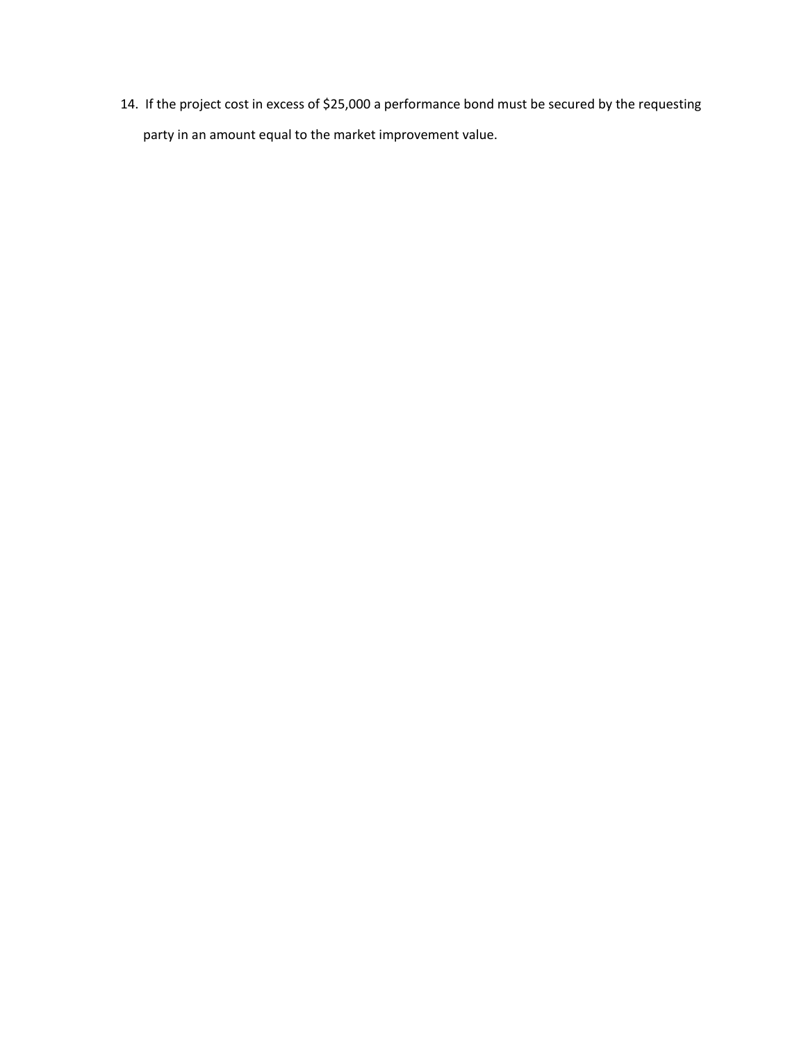14. If the project cost in excess of $25,000 a performance bond must be secured by the requesting party in an amount equal to the market improvement value.